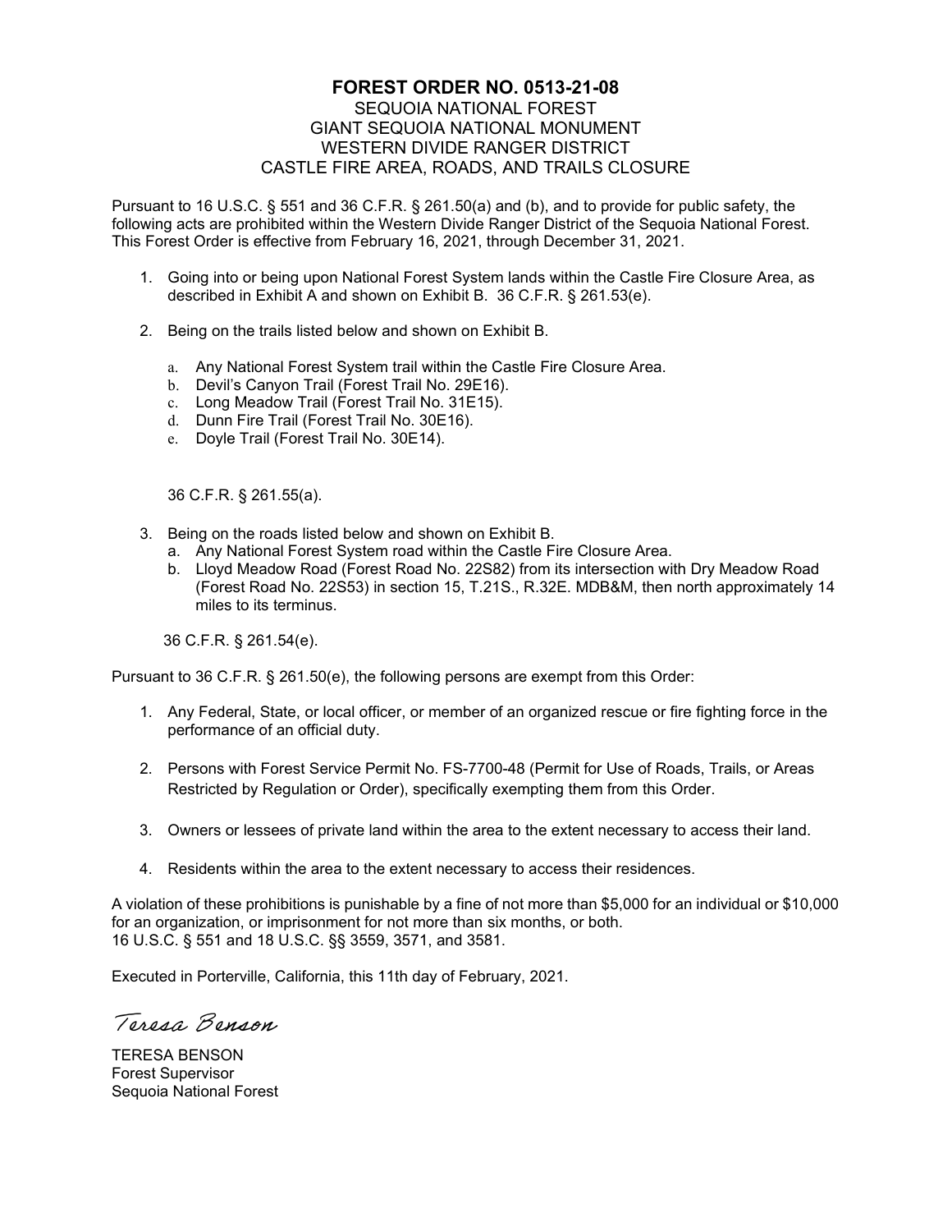# FOREST ORDER NO. 0513-21-08

SEQUOIA NATIONAL FOREST
GIANT SEQUOIA NATIONAL MONUMENT
WESTERN DIVIDE RANGER DISTRICT
CASTLE FIRE AREA, ROADS, AND TRAILS CLOSURE

Pursuant to 16 U.S.C. § 551 and 36 C.F.R. § 261.50(a) and (b), and to provide for public safety, the following acts are prohibited within the Western Divide Ranger District of the Sequoia National Forest. This Forest Order is effective from February 16, 2021, through December 31, 2021.

1. Going into or being upon National Forest System lands within the Castle Fire Closure Area, as described in Exhibit A and shown on Exhibit B. 36 C.F.R. § 261.53(e).

2. Being on the trails listed below and shown on Exhibit B.

   a. Any National Forest System trail within the Castle Fire Closure Area.
   b. Devil's Canyon Trail (Forest Trail No. 29E16).
   c. Long Meadow Trail (Forest Trail No. 31E15).
   d. Dunn Fire Trail (Forest Trail No. 30E16).
   e. Doyle Trail (Forest Trail No. 30E14).

   36 C.F.R. § 261.55(a).

3. Being on the roads listed below and shown on Exhibit B.
   a. Any National Forest System road within the Castle Fire Closure Area.
   b. Lloyd Meadow Road (Forest Road No. 22S82) from its intersection with Dry Meadow Road (Forest Road No. 22S53) in section 15, T.21S., R.32E. MDB&M, then north approximately 14 miles to its terminus.

   36 C.F.R. § 261.54(e).

Pursuant to 36 C.F.R. § 261.50(e), the following persons are exempt from this Order:

1. Any Federal, State, or local officer, or member of an organized rescue or fire fighting force in the performance of an official duty.

2. Persons with Forest Service Permit No. FS-7700-48 (Permit for Use of Roads, Trails, or Areas Restricted by Regulation or Order), specifically exempting them from this Order.

3. Owners or lessees of private land within the area to the extent necessary to access their land.

4. Residents within the area to the extent necessary to access their residences.

A violation of these prohibitions is punishable by a fine of not more than $5,000 for an individual or $10,000 for an organization, or imprisonment for not more than six months, or both.
16 U.S.C. § 551 and 18 U.S.C. §§ 3559, 3571, and 3581.

Executed in Porterville, California, this 11th day of February, 2021.

*Teresa Benson*

TERESA BENSON
Forest Supervisor
Sequoia National Forest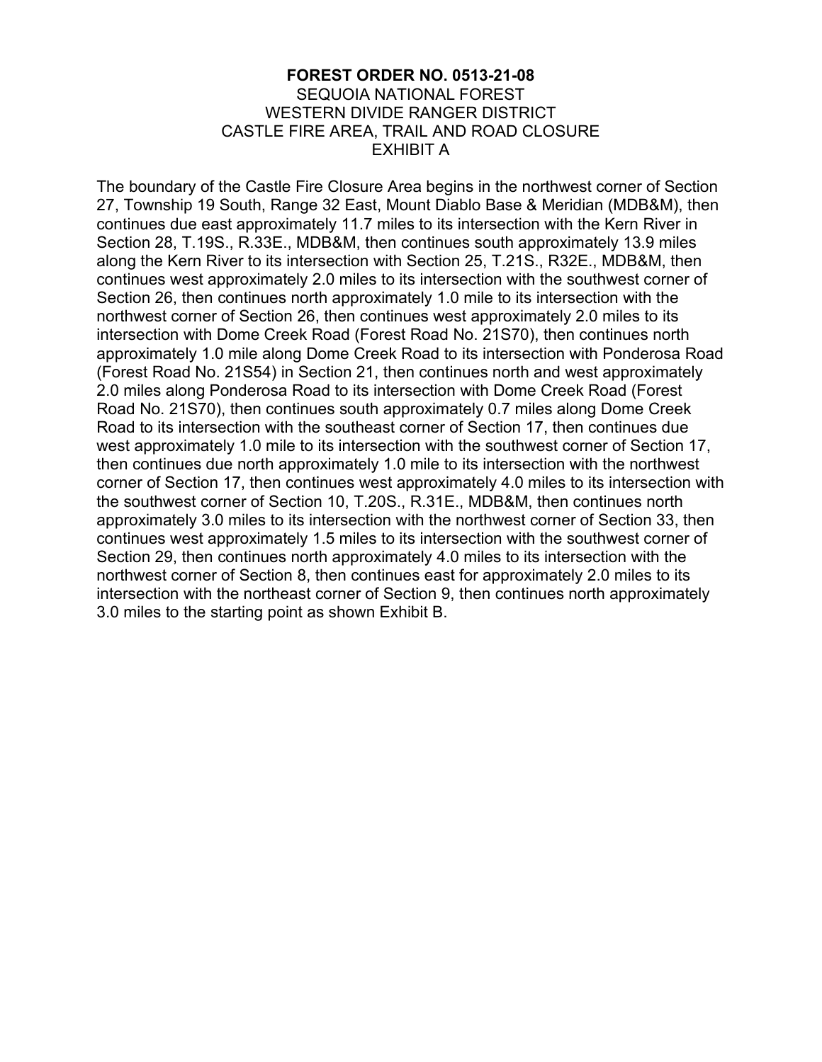**FOREST ORDER NO. 0513-21-08**
SEQUOIA NATIONAL FOREST
WESTERN DIVIDE RANGER DISTRICT
CASTLE FIRE AREA, TRAIL AND ROAD CLOSURE
EXHIBIT A

The boundary of the Castle Fire Closure Area begins in the northwest corner of Section 27, Township 19 South, Range 32 East, Mount Diablo Base & Meridian (MDB&M), then continues due east approximately 11.7 miles to its intersection with the Kern River in Section 28, T.19S., R.33E., MDB&M, then continues south approximately 13.9 miles along the Kern River to its intersection with Section 25, T.21S., R32E., MDB&M, then continues west approximately 2.0 miles to its intersection with the southwest corner of Section 26, then continues north approximately 1.0 mile to its intersection with the northwest corner of Section 26, then continues west approximately 2.0 miles to its intersection with Dome Creek Road (Forest Road No. 21S70), then continues north approximately 1.0 mile along Dome Creek Road to its intersection with Ponderosa Road (Forest Road No. 21S54) in Section 21, then continues north and west approximately 2.0 miles along Ponderosa Road to its intersection with Dome Creek Road (Forest Road No. 21S70), then continues south approximately 0.7 miles along Dome Creek Road to its intersection with the southeast corner of Section 17, then continues due west approximately 1.0 mile to its intersection with the southwest corner of Section 17, then continues due north approximately 1.0 mile to its intersection with the northwest corner of Section 17, then continues west approximately 4.0 miles to its intersection with the southwest corner of Section 10, T.20S., R.31E., MDB&M, then continues north approximately 3.0 miles to its intersection with the northwest corner of Section 33, then continues west approximately 1.5 miles to its intersection with the southwest corner of Section 29, then continues north approximately 4.0 miles to its intersection with the northwest corner of Section 8, then continues east for approximately 2.0 miles to its intersection with the northeast corner of Section 9, then continues north approximately 3.0 miles to the starting point as shown Exhibit B.